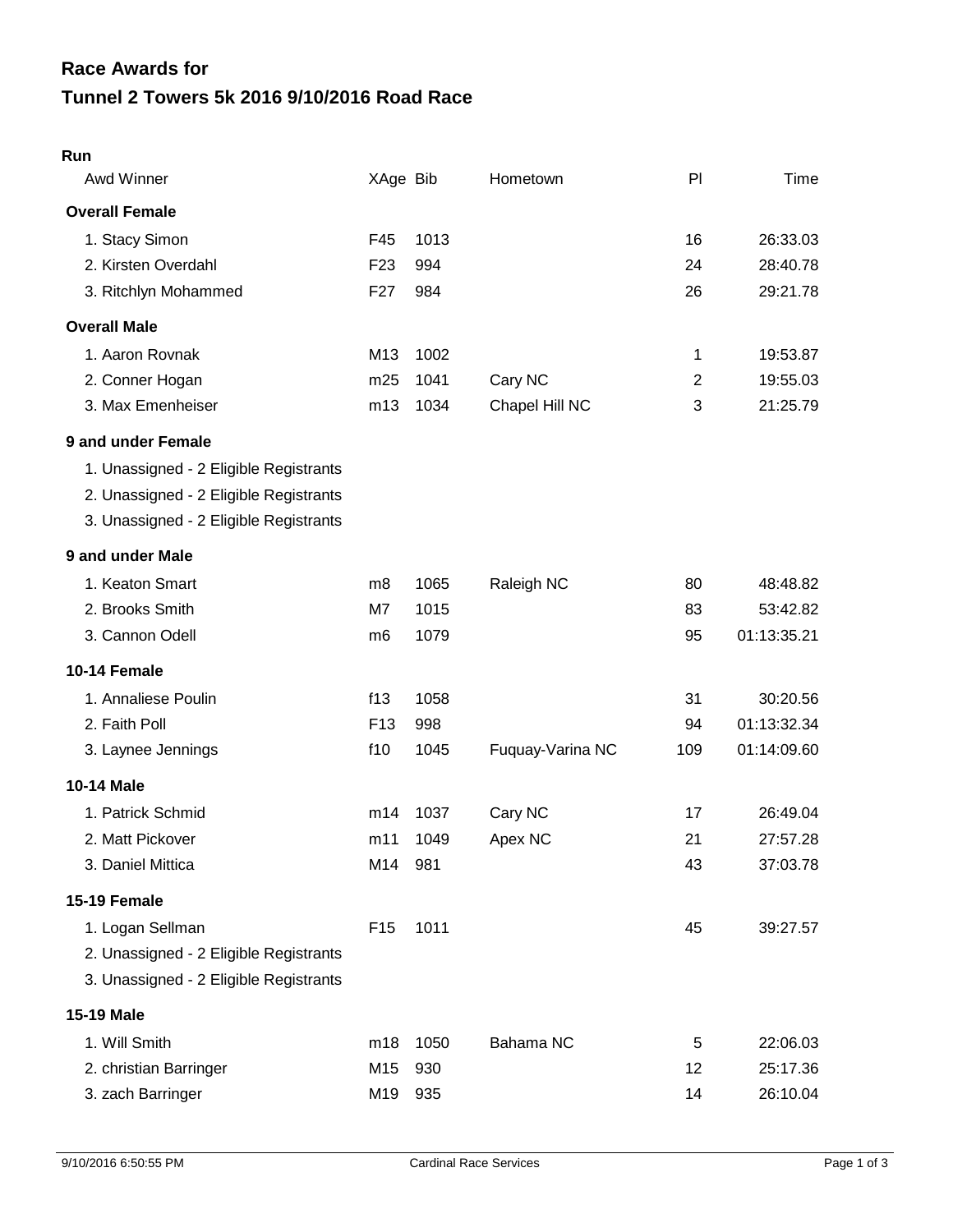# Race Awards for

# Tunnel 2 Towers 5k 2016 9/10/2016 Road Race

**Run**

| Awd Winner | XAge | Bib | Hometown | Pl | Time |
|---|---|---|---|---|---|
| **Overall Female** | | | | | |
| 1. Stacy Simon | F45 | 1013 | | 16 | 26:33.03 |
| 2. Kirsten Overdahl | F23 | 994 | | 24 | 28:40.78 |
| 3. Ritchlyn Mohammed | F27 | 984 | | 26 | 29:21.78 |
| **Overall Male** | | | | | |
| 1. Aaron Rovnak | M13 | 1002 | | 1 | 19:53.87 |
| 2. Conner Hogan | m25 | 1041 | Cary NC | 2 | 19:55.03 |
| 3. Max Emenheiser | m13 | 1034 | Chapel Hill NC | 3 | 21:25.79 |
| **9 and under Female** | | | | | |
| 1. Unassigned - 2 Eligible Registrants | | | | | |
| 2. Unassigned - 2 Eligible Registrants | | | | | |
| 3. Unassigned - 2 Eligible Registrants | | | | | |
| **9 and under Male** | | | | | |
| 1. Keaton Smart | m8 | 1065 | Raleigh NC | 80 | 48:48.82 |
| 2. Brooks Smith | M7 | 1015 | | 83 | 53:42.82 |
| 3. Cannon Odell | m6 | 1079 | | 95 | 01:13:35.21 |
| **10-14 Female** | | | | | |
| 1. Annaliese Poulin | f13 | 1058 | | 31 | 30:20.56 |
| 2. Faith Poll | F13 | 998 | | 94 | 01:13:32.34 |
| 3. Laynee Jennings | f10 | 1045 | Fuquay-Varina NC | 109 | 01:14:09.60 |
| **10-14 Male** | | | | | |
| 1. Patrick Schmid | m14 | 1037 | Cary NC | 17 | 26:49.04 |
| 2. Matt Pickover | m11 | 1049 | Apex NC | 21 | 27:57.28 |
| 3. Daniel Mittica | M14 | 981 | | 43 | 37:03.78 |
| **15-19 Female** | | | | | |
| 1. Logan Sellman | F15 | 1011 | | 45 | 39:27.57 |
| 2. Unassigned - 2 Eligible Registrants | | | | | |
| 3. Unassigned - 2 Eligible Registrants | | | | | |
| **15-19 Male** | | | | | |
| 1. Will Smith | m18 | 1050 | Bahama NC | 5 | 22:06.03 |
| 2. christian Barringer | M15 | 930 | | 12 | 25:17.36 |
| 3. zach Barringer | M19 | 935 | | 14 | 26:10.04 |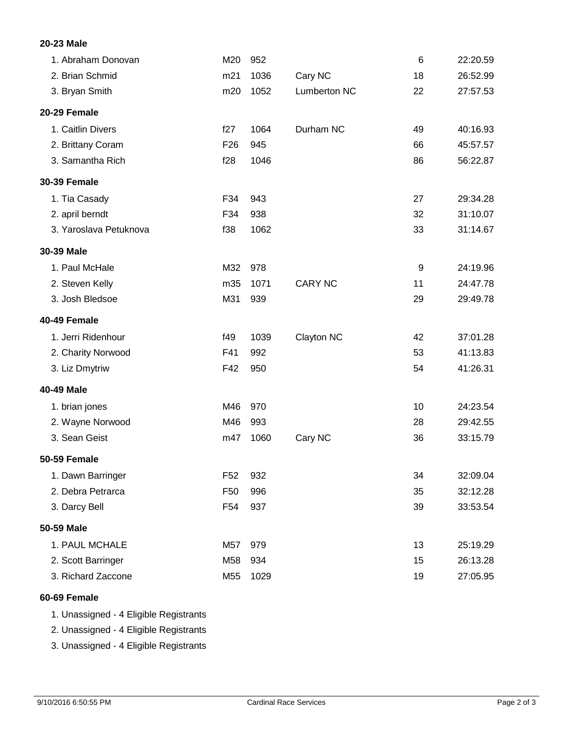**20-23 Male**

| | | | | | |
|---|---|---|---|---|---|
| 1. Abraham Donovan | M20 | 952 | | 6 | 22:20.59 |
| 2. Brian Schmid | m21 | 1036 | Cary NC | 18 | 26:52.99 |
| 3. Bryan Smith | m20 | 1052 | Lumberton NC | 22 | 27:57.53 |

**20-29 Female**

| | | | | | |
|---|---|---|---|---|---|
| 1. Caitlin Divers | f27 | 1064 | Durham NC | 49 | 40:16.93 |
| 2. Brittany Coram | F26 | 945 | | 66 | 45:57.57 |
| 3. Samantha Rich | f28 | 1046 | | 86 | 56:22.87 |

**30-39 Female**

| | | | | | |
|---|---|---|---|---|---|
| 1. Tia Casady | F34 | 943 | | 27 | 29:34.28 |
| 2. april berndt | F34 | 938 | | 32 | 31:10.07 |
| 3. Yaroslava Petuknova | f38 | 1062 | | 33 | 31:14.67 |

**30-39 Male**

| | | | | | |
|---|---|---|---|---|---|
| 1. Paul McHale | M32 | 978 | | 9 | 24:19.96 |
| 2. Steven Kelly | m35 | 1071 | CARY NC | 11 | 24:47.78 |
| 3. Josh Bledsoe | M31 | 939 | | 29 | 29:49.78 |

**40-49 Female**

| | | | | | |
|---|---|---|---|---|---|
| 1. Jerri Ridenhour | f49 | 1039 | Clayton NC | 42 | 37:01.28 |
| 2. Charity Norwood | F41 | 992 | | 53 | 41:13.83 |
| 3. Liz Dmytriw | F42 | 950 | | 54 | 41:26.31 |

**40-49 Male**

| | | | | | |
|---|---|---|---|---|---|
| 1. brian jones | M46 | 970 | | 10 | 24:23.54 |
| 2. Wayne Norwood | M46 | 993 | | 28 | 29:42.55 |
| 3. Sean Geist | m47 | 1060 | Cary NC | 36 | 33:15.79 |

**50-59 Female**

| | | | | | |
|---|---|---|---|---|---|
| 1. Dawn Barringer | F52 | 932 | | 34 | 32:09.04 |
| 2. Debra Petrarca | F50 | 996 | | 35 | 32:12.28 |
| 3. Darcy Bell | F54 | 937 | | 39 | 33:53.54 |

**50-59 Male**

| | | | | | |
|---|---|---|---|---|---|
| 1. PAUL MCHALE | M57 | 979 | | 13 | 25:19.29 |
| 2. Scott Barringer | M58 | 934 | | 15 | 26:13.28 |
| 3. Richard Zaccone | M55 | 1029 | | 19 | 27:05.95 |

**60-69 Female**

1. Unassigned - 4 Eligible Registrants
2. Unassigned - 4 Eligible Registrants
3. Unassigned - 4 Eligible Registrants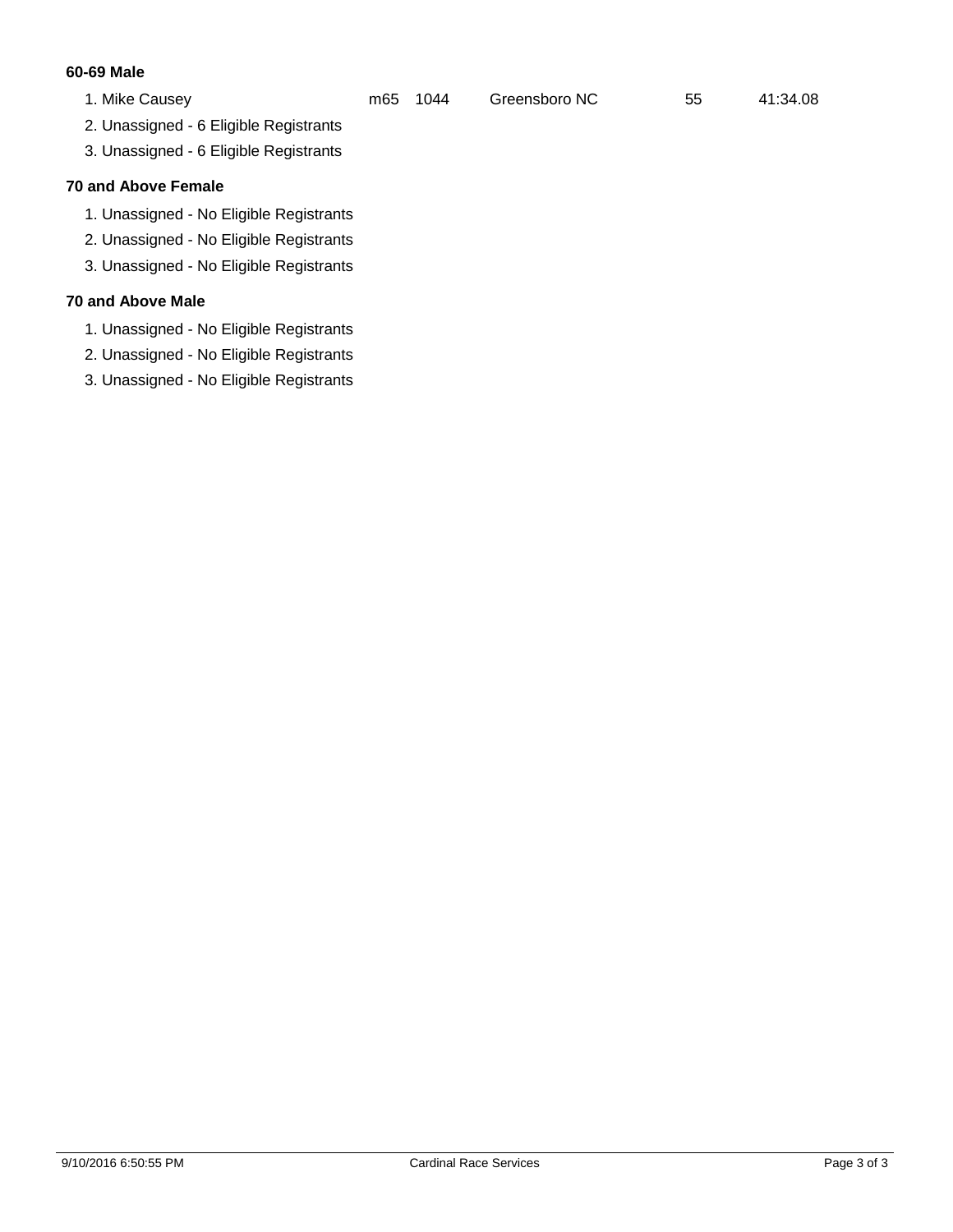**60-69 Male**

1. Mike Causey m65 1044 Greensboro NC 55 41:34.08
2. Unassigned - 6 Eligible Registrants
3. Unassigned - 6 Eligible Registrants

**70 and Above Female**

1. Unassigned - No Eligible Registrants
2. Unassigned - No Eligible Registrants
3. Unassigned - No Eligible Registrants

**70 and Above Male**

1. Unassigned - No Eligible Registrants
2. Unassigned - No Eligible Registrants
3. Unassigned - No Eligible Registrants